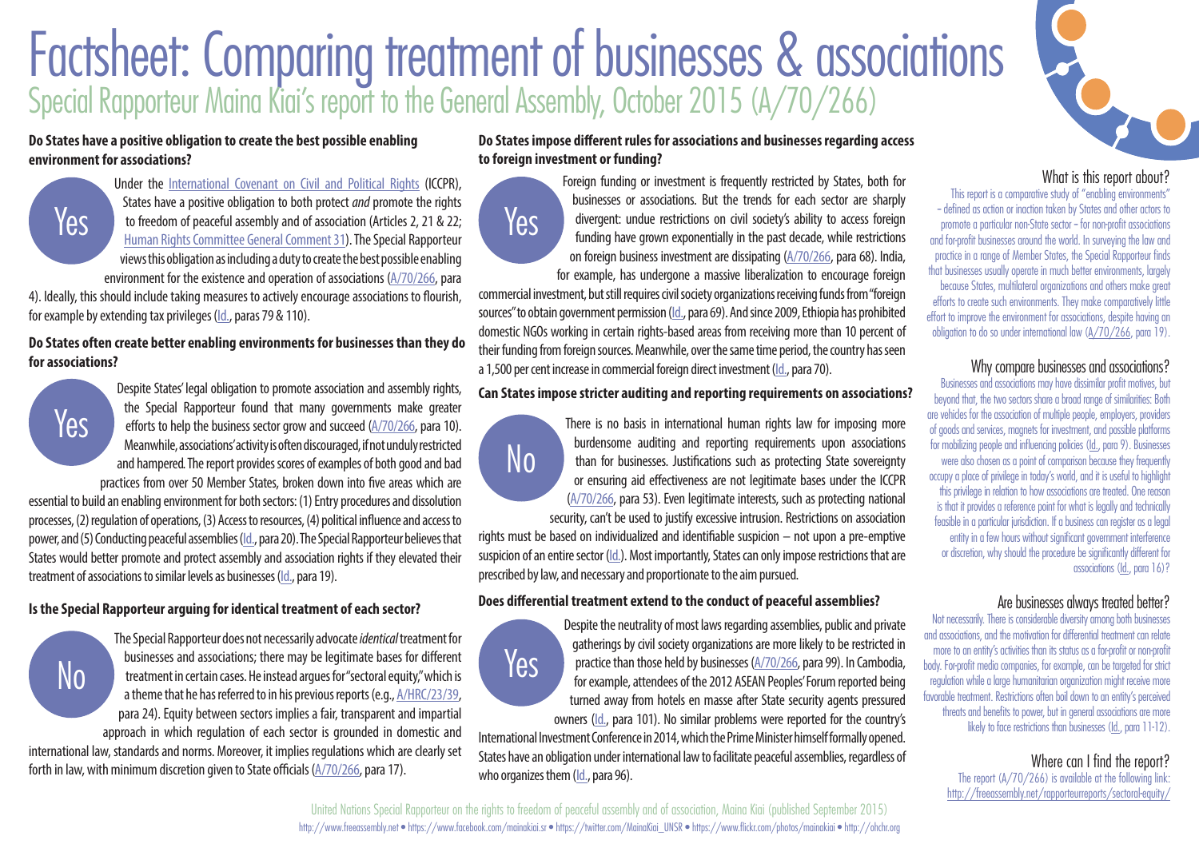# Factsheet: Comparing treatment of businesses & associations

## Special Rapporteur Maina Kiai's report to the General Assembly, October 2015 (A/70/266)

**Do States have a positive obligation to create the best possible enabling environment for associations?**

Yes

Under the International Covenant on Civil and Political Rights (ICCPR), States have a positive obligation to both protect *and* promote the rights to freedom of peaceful assembly and of association (Articles 2, 21 & 22; Human Rights Committee General Comment 31). The Special Rapporteur views this obligation as including a duty to create the best possible enabling environment for the existence and operation of associations (A/70/266, para 4). Ideally, this should include taking measures to actively encourage associations to flourish, for example by extending tax privileges (Id., paras 79 & 110).

**Do States often create better enabling environments for businesses than they do for associations?**

Yes

Despite States' legal obligation to promote association and assembly rights, the Special Rapporteur found that many governments make greater efforts to help the business sector grow and succeed (A/70/266, para 10). Meanwhile, associations' activity is often discouraged, if not unduly restricted and hampered. The report provides scores of examples of both good and bad practices from over 50 Member States, broken down into five areas which are essential to build an enabling environment for both sectors: (1) Entry procedures and dissolution processes, (2) regulation of operations, (3) Access to resources, (4) political influence and access to power, and (5) Conducting peaceful assemblies (Id., para 20). The Special Rapporteur believes that States would better promote and protect assembly and association rights if they elevated their treatment of associations to similar levels as businesses (Id., para 19).

**Is the Special Rapporteur arguing for identical treatment of each sector?**

No

The Special Rapporteur does not necessarily advocate *identical* treatment for businesses and associations; there may be legitimate bases for different treatment in certain cases. He instead argues for "sectoral equity," which is a theme that he has referred to in his previous reports (e.g., A/HRC/23/39, para 24). Equity between sectors implies a fair, transparent and impartial approach in which regulation of each sector is grounded in domestic and international law, standards and norms. Moreover, it implies regulations which are clearly set forth in law, with minimum discretion given to State officials (A/70/266, para 17).

**Do States impose different rules for associations and businesses regarding access to foreign investment or funding?**

Yes

Foreign funding or investment is frequently restricted by States, both for businesses or associations. But the trends for each sector are sharply divergent: undue restrictions on civil society's ability to access foreign funding have grown exponentially in the past decade, while restrictions on foreign business investment are dissipating (A/70/266, para 68). India, for example, has undergone a massive liberalization to encourage foreign commercial investment, but still requires civil society organizations receiving funds from "foreign sources" to obtain government permission (Id., para 69). And since 2009, Ethiopia has prohibited domestic NGOs working in certain rights-based areas from receiving more than 10 percent of their funding from foreign sources. Meanwhile, over the same time period, the country has seen a 1,500 per cent increase in commercial foreign direct investment (Id., para 70).

**Can States impose stricter auditing and reporting requirements on associations?**

No

There is no basis in international human rights law for imposing more burdensome auditing and reporting requirements upon associations than for businesses. Justifications such as protecting State sovereignty or ensuring aid effectiveness are not legitimate bases under the ICCPR (A/70/266, para 53). Even legitimate interests, such as protecting national security, can't be used to justify excessive intrusion. Restrictions on association rights must be based on individualized and identifiable suspicion – not upon a pre-emptive suspicion of an entire sector (Id.). Most importantly, States can only impose restrictions that are prescribed by law, and necessary and proportionate to the aim pursued.

**Does differential treatment extend to the conduct of peaceful assemblies?**

Yes

Despite the neutrality of most laws regarding assemblies, public and private gatherings by civil society organizations are more likely to be restricted in practice than those held by businesses (A/70/266, para 99). In Cambodia, for example, attendees of the 2012 ASEAN Peoples' Forum reported being turned away from hotels en masse after State security agents pressured owners (Id., para 101). No similar problems were reported for the country's International Investment Conference in 2014, which the Prime Minister himself formally opened. States have an obligation under international law to facilitate peaceful assemblies, regardless of who organizes them (Id., para 96).

### What is this report about?

This report is a comparative study of "enabling environments" – defined as action or inaction taken by States and other actors to promote a particular non-State sector – for non-profit associations and for-profit businesses around the world. In surveying the law and practice in a range of Member States, the Special Rapporteur finds that businesses usually operate in much better environments, largely because States, multilateral organizations and others make great efforts to create such environments. They make comparatively little effort to improve the environment for associations, despite having an obligation to do so under international law (A/70/266, para 19).

### Why compare businesses and associations?

Businesses and associations may have dissimilar profit motives, but beyond that, the two sectors share a broad range of similarities: Both are vehicles for the association of multiple people, employers, providers of goods and services, magnets for investment, and possible platforms for mobilizing people and influencing policies (Id., para 9). Businesses were also chosen as a point of comparison because they frequently occupy a place of privilege in today's world, and it is useful to highlight this privilege in relation to how associations are treated. One reason is that it provides a reference point for what is legally and technically feasible in a particular jurisdiction. If a business can register as a legal entity in a few hours without significant government interference or discretion, why should the procedure be significantly different for associations (Id., para 16)?

### Are businesses always treated better?

Not necessarily. There is considerable diversity among both businesses and associations, and the motivation for differential treatment can relate more to an entity's activities than its status as a for-profit or non-profit body. For-profit media companies, for example, can be targeted for strict regulation while a large humanitarian organization might receive more favorable treatment. Restrictions often boil down to an entity's perceived threats and benefits to power, but in general associations are more likely to face restrictions than businesses (Id., para 11-12).

### Where can I find the report?

The report (A/70/266) is available at the following link: http://freeassembly.net/rapporteurreports/sectoral-equity/

United Nations Special Rapporteur on the rights to freedom of peaceful assembly and of association, Maina Kiai (published September 2015)

http://www.freeassembly.net • https://www.facebook.com/mainakiai.sr • https://twitter.com/MainaKiai_UNSR • https://www.flickr.com/photos/mainakiai • http://ohchr.org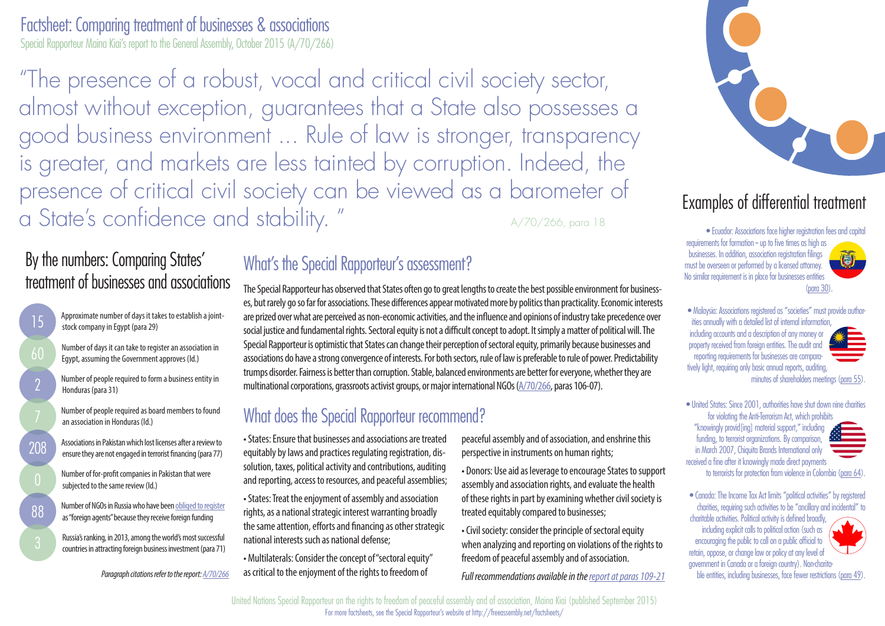# Factsheet: Comparing treatment of businesses & associations

Special Rapporteur Maina Kiai's report to the General Assembly, October 2015 (A/70/266)

"The presence of a robust, vocal and critical civil society sector, almost without exception, guarantees that a State also possesses a good business environment ... Rule of law is stronger, transparency is greater, and markets are less tainted by corruption. Indeed, the presence of critical civil society can be viewed as a barometer of a State's confidence and stability. " A/70/266, para 18

## By the numbers: Comparing States' treatment of businesses and associations

- **15** Approximate number of days it takes to establish a joint-stock company in Egypt (para 29)
- **60** Number of days it can take to register an association in Egypt, assuming the Government approves (Id.)
- **2** Number of people required to form a business entity in Honduras (para 31)
- **7** Number of people required as board members to found an association in Honduras (Id.)
- **208** Associations in Pakistan which lost licenses after a review to ensure they are not engaged in terrorist financing (para 77)
- **0** Number of for-profit companies in Pakistan that were subjected to the same review (Id.)
- **88** Number of NGOs in Russia who have been obliged to register as "foreign agents" because they receive foreign funding
- **3** Russia's ranking, in 2013, among the world's most successful countries in attracting foreign business investment (para 71)

*Paragraph citations refer to the report: A/70/266*

## What's the Special Rapporteur's assessment?

The Special Rapporteur has observed that States often go to great lengths to create the best possible environment for businesses, but rarely go so far for associations. These differences appear motivated more by politics than practicality. Economic interests are prized over what are perceived as non-economic activities, and the influence and opinions of industry take precedence over social justice and fundamental rights. Sectoral equity is not a difficult concept to adopt. It simply a matter of political will. The Special Rapporteur is optimistic that States can change their perception of sectoral equity, primarily because businesses and associations do have a strong convergence of interests. For both sectors, rule of law is preferable to rule of power. Predictability trumps disorder. Fairness is better than corruption. Stable, balanced environments are better for everyone, whether they are multinational corporations, grassroots activist groups, or major international NGOs (A/70/266, paras 106-07).

## What does the Special Rapporteur recommend?

- States: Ensure that businesses and associations are treated equitably by laws and practices regulating registration, dissolution, taxes, political activity and contributions, auditing and reporting, access to resources, and peaceful assemblies;
- States: Treat the enjoyment of assembly and association rights, as a national strategic interest warranting broadly the same attention, efforts and financing as other strategic national interests such as national defense;
- Multilaterals: Consider the concept of "sectoral equity" as critical to the enjoyment of the rights to freedom of peaceful assembly and of association, and enshrine this perspective in instruments on human rights;
- Donors: Use aid as leverage to encourage States to support assembly and association rights, and evaluate the health of these rights in part by examining whether civil society is treated equitably compared to businesses;
- Civil society: consider the principle of sectoral equity when analyzing and reporting on violations of the rights to freedom of peaceful assembly and of association.

*Full recommendations available in the report at paras 109-21*

## Examples of differential treatment

- Ecuador: Associations face higher registration fees and capital requirements for formation – up to five times as high as businesses. In addition, association registration filings must be overseen or performed by a licensed attorney. No similar requirement is in place for businesses entities (para 30).
- Malaysia: Associations registered as "societies" must provide authorities annually with a detailed list of internal information, including accounts and a description of any money or property received from foreign entities. The audit and reporting requirements for businesses are comparatively light, requiring only basic annual reports, auditing, minutes of shareholders meetings (para 55).
- United States: Since 2001, authorities have shut down nine charities for violating the Anti-Terrorism Act, which prohibits "knowingly provid[ing] material support," including funding, to terrorist organizations. By comparison, in March 2007, Chiquita Brands International only received a fine after it knowingly made direct payments to terrorists for protection from violence in Colombia (para 64).
- Canada: The Income Tax Act limits "political activities" by registered charities, requiring such activities to be "ancillary and incidental" to charitable activities. Political activity is defined broadly, including explicit calls to political action (such as encouraging the public to call on a public official to retain, oppose, or change law or policy at any level of government in Canada or a foreign country). Non-charitable entities, including businesses, face fewer restrictions (para 49).

United Nations Special Rapporteur on the rights to freedom of peaceful assembly and of association, Maina Kiai (published September 2015)

For more factsheets, see the Special Rapporteur's website at http://freeassembly.net/factsheets/